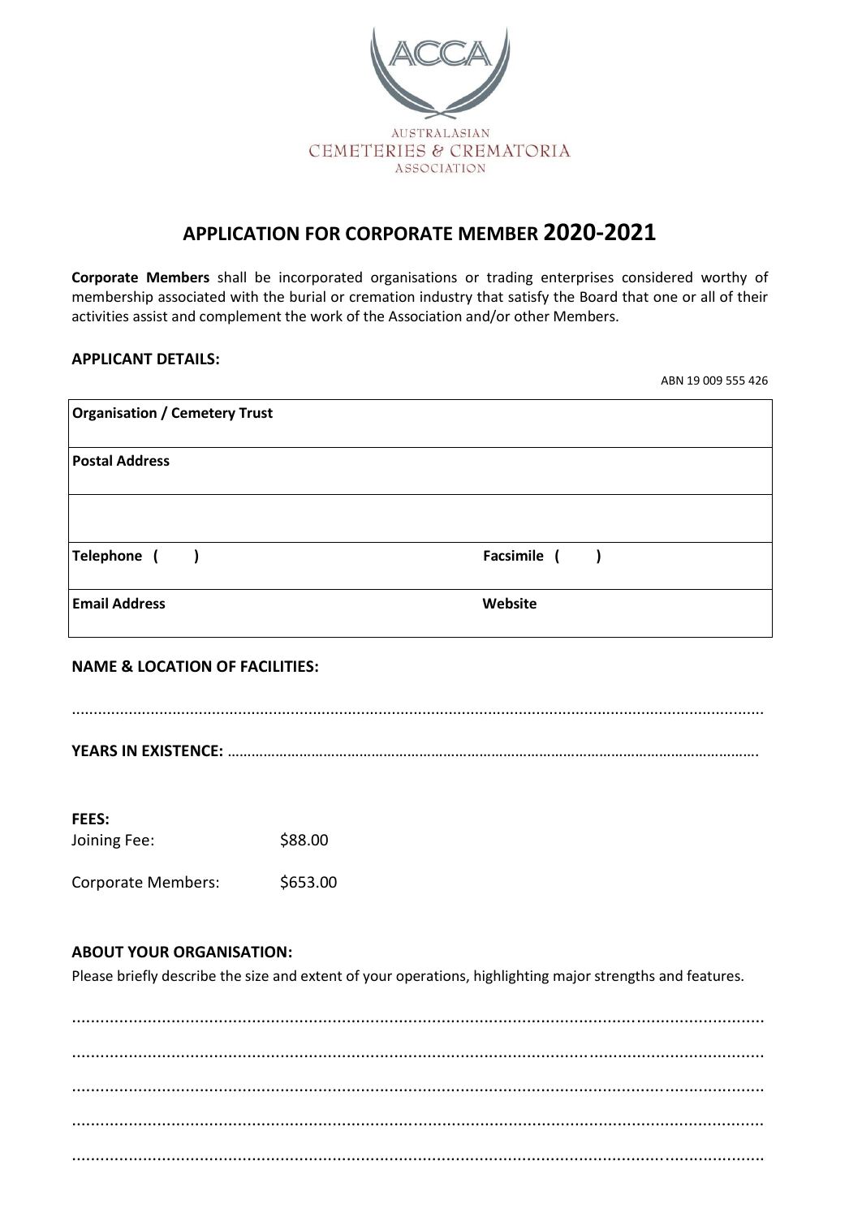AUSTRALASIAN CEMETERIES & CREMATORIA ASSOCIATION

# APPLICATION FOR CORPORATE MEMBER 2020-2021

**Corporate Members** shall be incorporated organisations or trading enterprises considered worthy of membership associated with the burial or cremation industry that satisfy the Board that one or all of their activities assist and complement the work of the Association and/or other Members.

**APPLICANT DETAILS:**

ABN 19 009 555 426

| **Organisation / Cemetery Trust** | |
|---|---|
| **Postal Address** | |
| | |
| **Telephone (      )** | **Facsimile (      )** |
| **Email Address** | **Website** |

**NAME & LOCATION OF FACILITIES:**

..........................................................................................................................................................

**YEARS IN EXISTENCE:** ..........................................................................................................................

**FEES:**

Joining Fee: $88.00

Corporate Members: $653.00

**ABOUT YOUR ORGANISATION:**

Please briefly describe the size and extent of your operations, highlighting major strengths and features.

..........................................................................................................................................................

..........................................................................................................................................................

..........................................................................................................................................................

..........................................................................................................................................................

..........................................................................................................................................................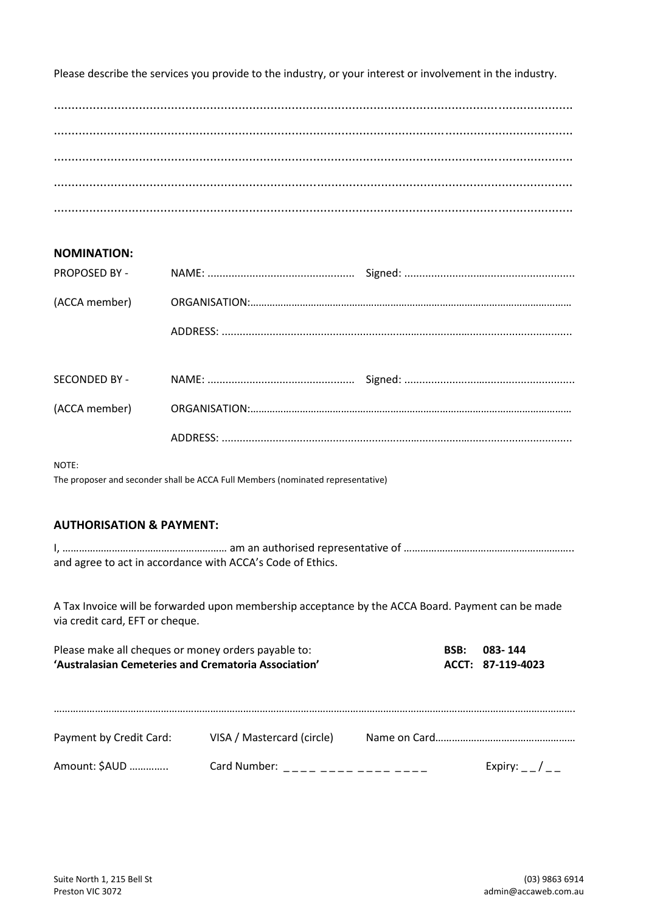Please describe the services you provide to the industry, or your interest or involvement in the industry.

.................................................................................................................................................

.................................................................................................................................................

.................................................................................................................................................

.................................................................................................................................................

.................................................................................................................................................

**NOMINATION:**

| | | |
|---|---|---|
| PROPOSED BY - | NAME: ................................................ | Signed: ........................................................ |
| (ACCA member) | ORGANISATION:.................................................................................................................. | |
| | ADDRESS: .................................................................................................................. | |
| SECONDED BY - | NAME: ................................................ | Signed: ........................................................ |
| (ACCA member) | ORGANISATION:.................................................................................................................. | |
| | ADDRESS: .................................................................................................................. | |

NOTE:
The proposer and seconder shall be ACCA Full Members (nominated representative)

**AUTHORISATION & PAYMENT:**

I, ………………………………………………… am an authorised representative of …………………………………………………….. and agree to act in accordance with ACCA's Code of Ethics.

A Tax Invoice will be forwarded upon membership acceptance by the ACCA Board. Payment can be made via credit card, EFT or cheque.

Please make all cheques or money orders payable to:
**'Australasian Cemeteries and Crematoria Association'**

**BSB: 083- 144**
**ACCT: 87-119-4023**

…………………………………………………………………………………………………………………………………………………………

| | | |
|---|---|---|
| Payment by Credit Card: | VISA / Mastercard (circle) | Name on Card…………………………………………… |
| Amount: $AUD ………….. | Card Number: _ _ _ _ _ _ _ _ _ _ _ _ _ _ _ _ | Expiry: _ _ / _ _ |

Suite North 1, 215 Bell St
Preston VIC 3072

(03) 9863 6914
admin@accaweb.com.au